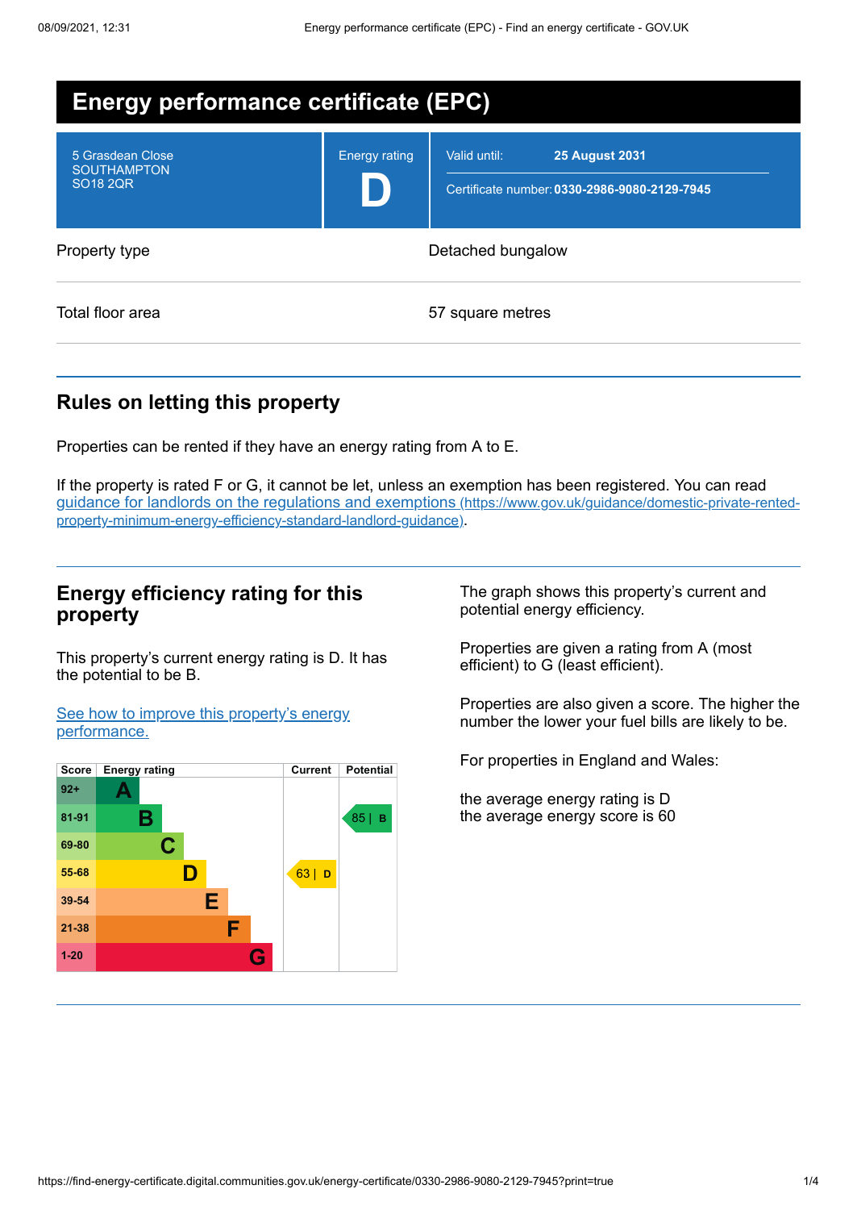# Energy performance certificate (EPC)

| | | |
|---|---|---|
| 5 Grasdean Close<br>SOUTHAMPTON<br>SO18 2QR | Energy rating<br>**D** | Valid until: **25 August 2031**<br>Certificate number: **0330-2986-9080-2129-7945** |

| | |
|---|---|
| Property type | Detached bungalow |
| Total floor area | 57 square metres |

## Rules on letting this property

Properties can be rented if they have an energy rating from A to E.

If the property is rated F or G, it cannot be let, unless an exemption has been registered. You can read guidance for landlords on the regulations and exemptions (https://www.gov.uk/guidance/domestic-private-rented-property-minimum-energy-efficiency-standard-landlord-guidance).

## Energy efficiency rating for this property

This property's current energy rating is D. It has the potential to be B.

See how to improve this property's energy performance.

| Score | Energy rating | Current | Potential |
|---|---|---|---|
| 92+ | A | | |
| 81-91 | B | | 85 \| B |
| 69-80 | C | | |
| 55-68 | D | 63 \| D | |
| 39-54 | E | | |
| 21-38 | F | | |
| 1-20 | G | | |

The graph shows this property's current and potential energy efficiency.

Properties are given a rating from A (most efficient) to G (least efficient).

Properties are also given a score. The higher the number the lower your fuel bills are likely to be.

For properties in England and Wales:

the average energy rating is D
the average energy score is 60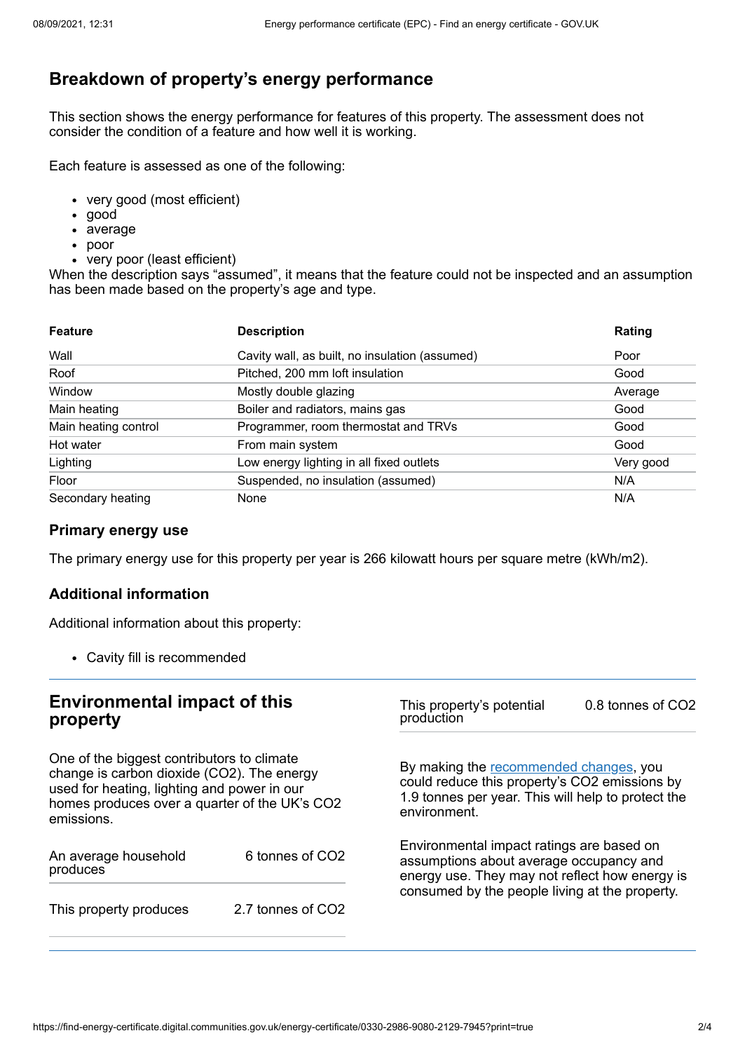## Breakdown of property's energy performance

This section shows the energy performance for features of this property. The assessment does not consider the condition of a feature and how well it is working.

Each feature is assessed as one of the following:

- very good (most efficient)
- good
- average
- poor
- very poor (least efficient)

When the description says "assumed", it means that the feature could not be inspected and an assumption has been made based on the property's age and type.

| Feature | Description | Rating |
|---|---|---|
| Wall | Cavity wall, as built, no insulation (assumed) | Poor |
| Roof | Pitched, 200 mm loft insulation | Good |
| Window | Mostly double glazing | Average |
| Main heating | Boiler and radiators, mains gas | Good |
| Main heating control | Programmer, room thermostat and TRVs | Good |
| Hot water | From main system | Good |
| Lighting | Low energy lighting in all fixed outlets | Very good |
| Floor | Suspended, no insulation (assumed) | N/A |
| Secondary heating | None | N/A |

### Primary energy use

The primary energy use for this property per year is 266 kilowatt hours per square metre (kWh/m2).

### Additional information

Additional information about this property:

- Cavity fill is recommended

## Environmental impact of this property

One of the biggest contributors to climate change is carbon dioxide ($CO_2$). The energy used for heating, lighting and power in our homes produces over a quarter of the UK's $CO_2$ emissions.

| | |
|---|---|
| An average household produces | 6 tonnes of $CO_2$ |
| This property produces | 2.7 tonnes of $CO_2$ |
| This property's potential production | 0.8 tonnes of $CO_2$ |

By making the recommended changes, you could reduce this property's $CO_2$ emissions by 1.9 tonnes per year. This will help to protect the environment.

Environmental impact ratings are based on assumptions about average occupancy and energy use. They may not reflect how energy is consumed by the people living at the property.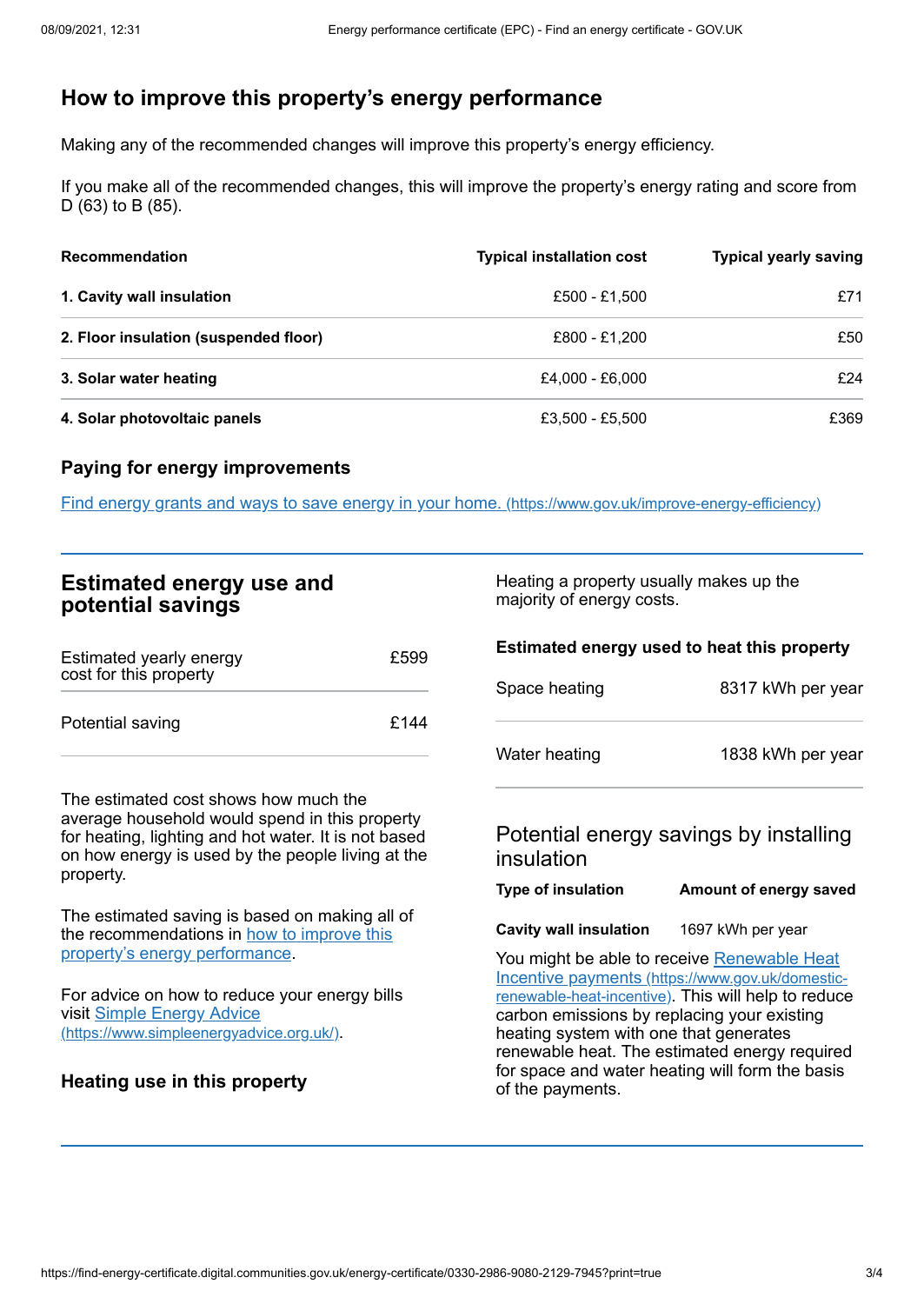## How to improve this property's energy performance

Making any of the recommended changes will improve this property's energy efficiency.

If you make all of the recommended changes, this will improve the property's energy rating and score from D (63) to B (85).

| Recommendation | Typical installation cost | Typical yearly saving |
|---|---|---|
| **1. Cavity wall insulation** | £500 - £1,500 | £71 |
| **2. Floor insulation (suspended floor)** | £800 - £1,200 | £50 |
| **3. Solar water heating** | £4,000 - £6,000 | £24 |
| **4. Solar photovoltaic panels** | £3,500 - £5,500 | £369 |

### Paying for energy improvements

[Find energy grants and ways to save energy in your home.](https://www.gov.uk/improve-energy-efficiency) (https://www.gov.uk/improve-energy-efficiency)

## Estimated energy use and potential savings

| | |
|---|---|
| Estimated yearly energy cost for this property | £599 |
| Potential saving | £144 |

The estimated cost shows how much the average household would spend in this property for heating, lighting and hot water. It is not based on how energy is used by the people living at the property.

The estimated saving is based on making all of the recommendations in how to improve this property's energy performance.

For advice on how to reduce your energy bills visit [Simple Energy Advice](https://www.simpleenergyadvice.org.uk/) (https://www.simpleenergyadvice.org.uk/).

### Heating use in this property

Heating a property usually makes up the majority of energy costs.

### Estimated energy used to heat this property

| | |
|---|---|
| Space heating | 8317 kWh per year |
| Water heating | 1838 kWh per year |

### Potential energy savings by installing insulation

| Type of insulation | Amount of energy saved |
|---|---|
| **Cavity wall insulation** | 1697 kWh per year |

You might be able to receive [Renewable Heat Incentive payments](https://www.gov.uk/domestic-renewable-heat-incentive) (https://www.gov.uk/domestic-renewable-heat-incentive). This will help to reduce carbon emissions by replacing your existing heating system with one that generates renewable heat. The estimated energy required for space and water heating will form the basis of the payments.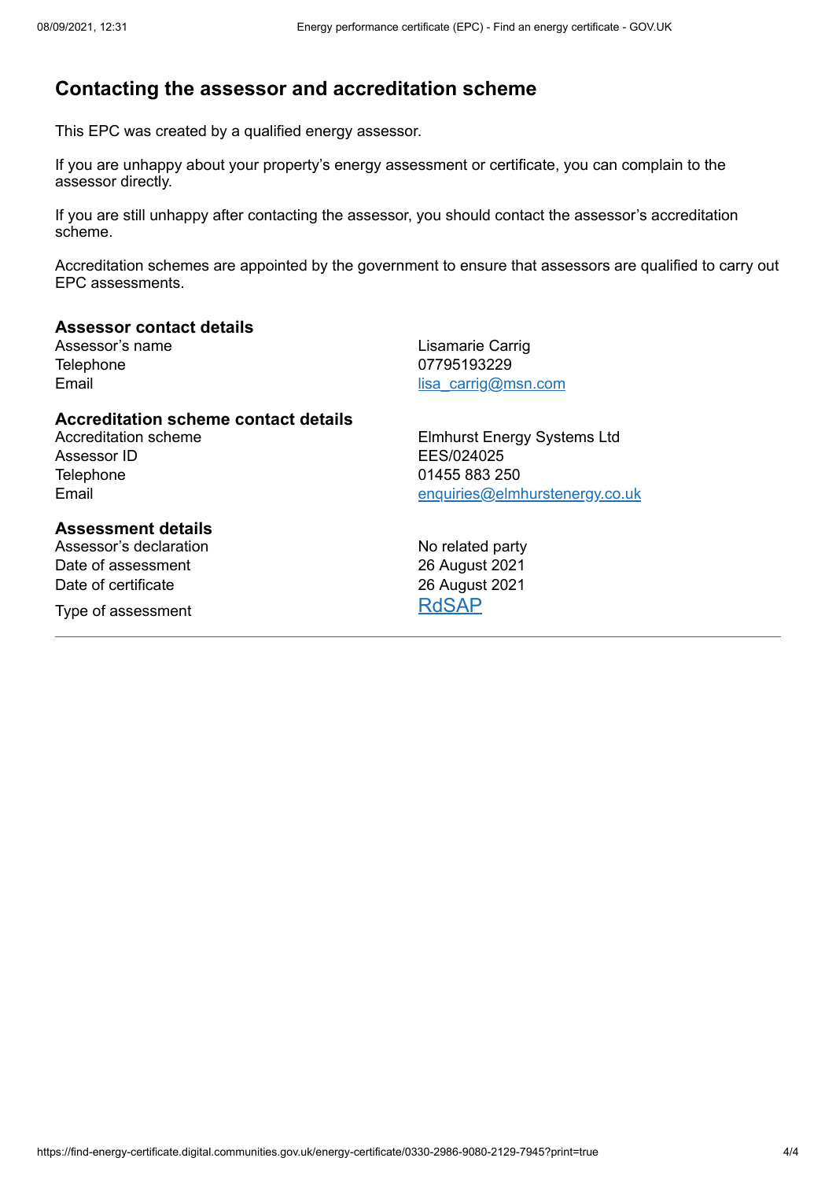## Contacting the assessor and accreditation scheme

This EPC was created by a qualified energy assessor.

If you are unhappy about your property's energy assessment or certificate, you can complain to the assessor directly.

If you are still unhappy after contacting the assessor, you should contact the assessor's accreditation scheme.

Accreditation schemes are appointed by the government to ensure that assessors are qualified to carry out EPC assessments.

### Assessor contact details

| | |
|---|---|
| Assessor's name | Lisamarie Carrig |
| Telephone | 07795193229 |
| Email | lisa_carrig@msn.com |

### Accreditation scheme contact details

| | |
|---|---|
| Accreditation scheme | Elmhurst Energy Systems Ltd |
| Assessor ID | EES/024025 |
| Telephone | 01455 883 250 |
| Email | enquiries@elmhurstenergy.co.uk |

### Assessment details

| | |
|---|---|
| Assessor's declaration | No related party |
| Date of assessment | 26 August 2021 |
| Date of certificate | 26 August 2021 |
| Type of assessment | RdSAP |